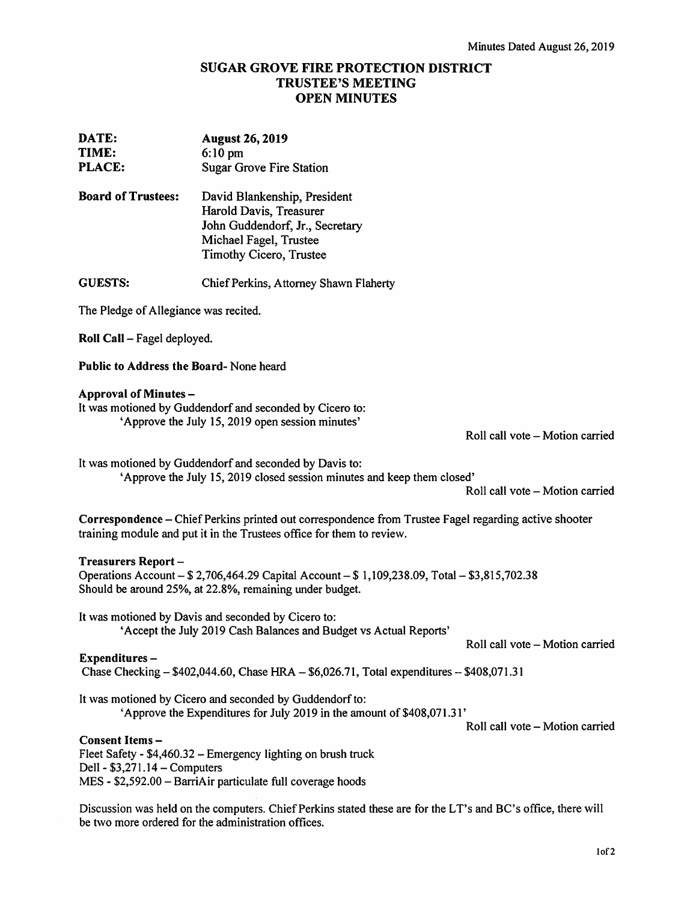Minutes Dated August 26, 2019

# SUGAR GROVE FIRE PROTECTION DISTRICT
## TRUSTEE'S MEETING
## OPEN MINUTES

**DATE:** **August 26, 2019**
**TIME:** 6:10 pm
**PLACE:** Sugar Grove Fire Station

**Board of Trustees:** David Blankenship, President
Harold Davis, Treasurer
John Guddendorf, Jr., Secretary
Michael Fagel, Trustee
Timothy Cicero, Trustee

**GUESTS:** Chief Perkins, Attorney Shawn Flaherty

The Pledge of Allegiance was recited.

**Roll Call** – Fagel deployed.

**Public to Address the Board**- None heard

**Approval of Minutes –**
It was motioned by Guddendorf and seconded by Cicero to:
'Approve the July 15, 2019 open session minutes'

Roll call vote – Motion carried

It was motioned by Guddendorf and seconded by Davis to:
'Approve the July 15, 2019 closed session minutes and keep them closed'

Roll call vote – Motion carried

**Correspondence** – Chief Perkins printed out correspondence from Trustee Fagel regarding active shooter training module and put it in the Trustees office for them to review.

**Treasurers Report –**
Operations Account – $ 2,706,464.29 Capital Account – $ 1,109,238.09, Total – $3,815,702.38
Should be around 25%, at 22.8%, remaining under budget.

It was motioned by Davis and seconded by Cicero to:
'Accept the July 2019 Cash Balances and Budget vs Actual Reports'

Roll call vote – Motion carried

**Expenditures –**
Chase Checking – $402,044.60, Chase HRA – $6,026.71, Total expenditures – $408,071.31

It was motioned by Cicero and seconded by Guddendorf to:
'Approve the Expenditures for July 2019 in the amount of $408,071.31'

Roll call vote – Motion carried

**Consent Items –**
Fleet Safety - $4,460.32 – Emergency lighting on brush truck
Dell - $3,271.14 – Computers
MES - $2,592.00 – BarriAir particulate full coverage hoods

Discussion was held on the computers. Chief Perkins stated these are for the LT's and BC's office, there will be two more ordered for the administration offices.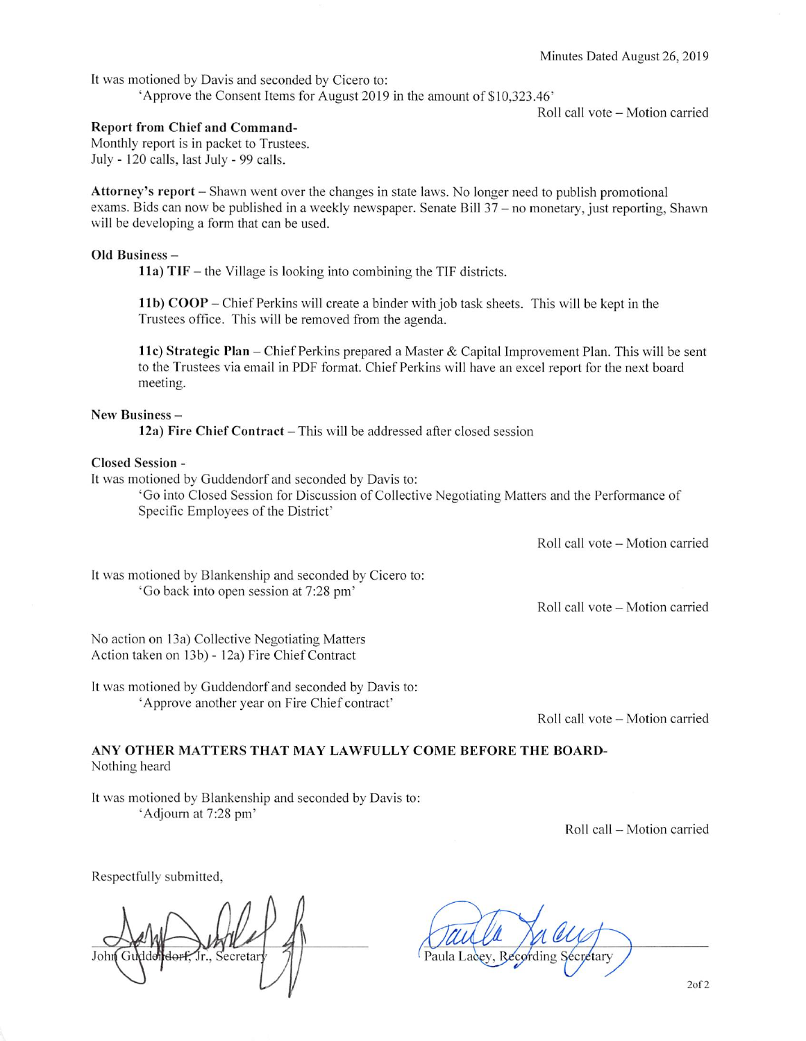Minutes Dated August 26, 2019

It was motioned by Davis and seconded by Cicero to:

'Approve the Consent Items for August 2019 in the amount of $10,323.46'

Roll call vote – Motion carried

**Report from Chief and Command-**
Monthly report is in packet to Trustees.
July - 120 calls, last July - 99 calls.

**Attorney's report** – Shawn went over the changes in state laws. No longer need to publish promotional exams. Bids can now be published in a weekly newspaper. Senate Bill 37 – no monetary, just reporting, Shawn will be developing a form that can be used.

**Old Business –**

**11a) TIF** – the Village is looking into combining the TIF districts.

**11b) COOP** – Chief Perkins will create a binder with job task sheets. This will be kept in the Trustees office. This will be removed from the agenda.

**11c) Strategic Plan** – Chief Perkins prepared a Master & Capital Improvement Plan. This will be sent to the Trustees via email in PDF format. Chief Perkins will have an excel report for the next board meeting.

**New Business –**

**12a) Fire Chief Contract** – This will be addressed after closed session

**Closed Session -**

It was motioned by Guddendorf and seconded by Davis to:

'Go into Closed Session for Discussion of Collective Negotiating Matters and the Performance of Specific Employees of the District'

Roll call vote – Motion carried

It was motioned by Blankenship and seconded by Cicero to:

'Go back into open session at 7:28 pm'

Roll call vote – Motion carried

No action on 13a) Collective Negotiating Matters
Action taken on 13b) - 12a) Fire Chief Contract

It was motioned by Guddendorf and seconded by Davis to:

'Approve another year on Fire Chief contract'

Roll call vote – Motion carried

**ANY OTHER MATTERS THAT MAY LAWFULLY COME BEFORE THE BOARD-**
Nothing heard

It was motioned by Blankenship and seconded by Davis to:

'Adjourn at 7:28 pm'

Roll call – Motion carried

Respectfully submitted,

John Guddendorf, Jr., Secretary

Paula Lacey, Recording Secretary